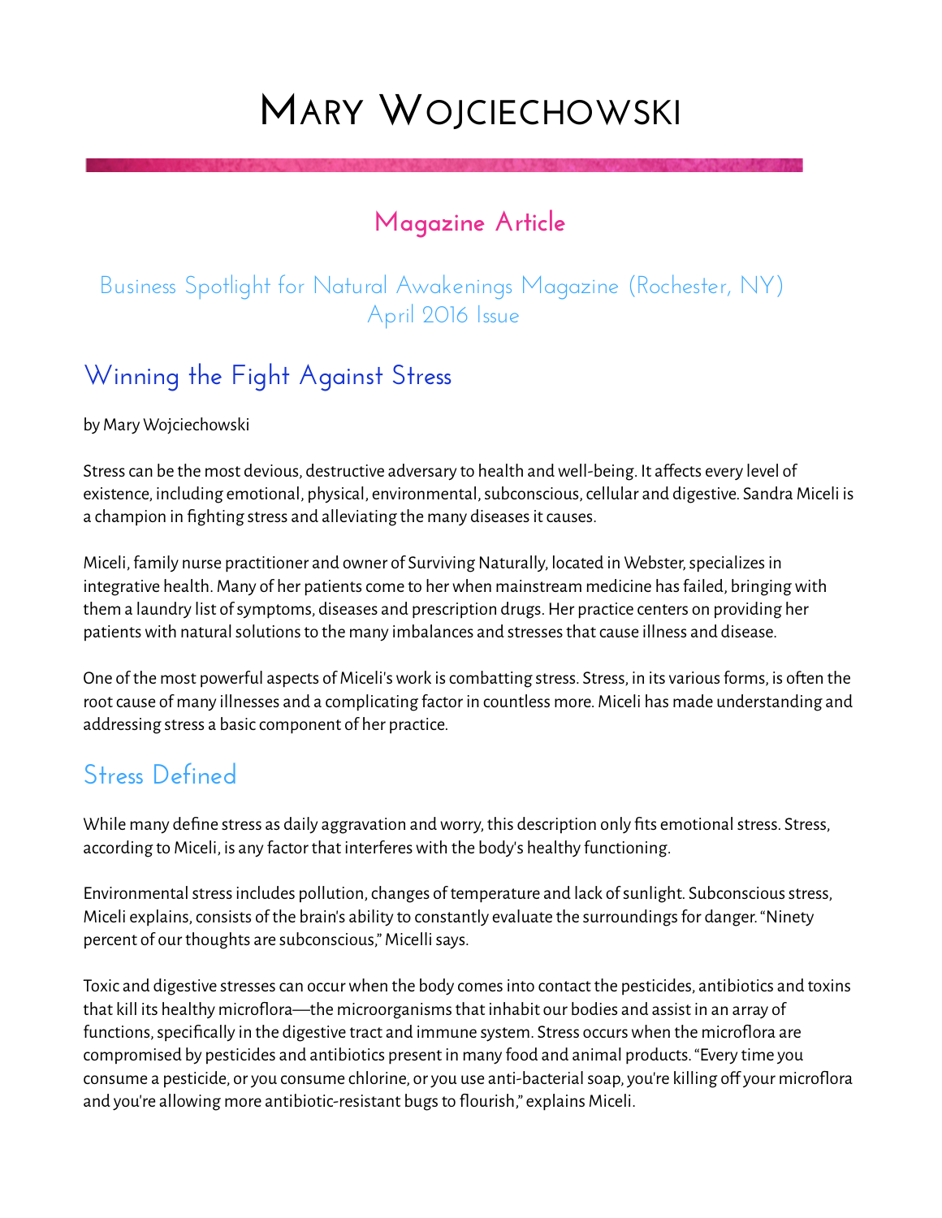# Mary Wojciechowski

## Magazine Article

Business Spotlight for Natural Awakenings Magazine (Rochester, NY)
April 2016 Issue

## Winning the Fight Against Stress

by Mary Wojciechowski

Stress can be the most devious, destructive adversary to health and well-being. It affects every level of existence, including emotional, physical, environmental, subconscious, cellular and digestive. Sandra Miceli is a champion in fighting stress and alleviating the many diseases it causes.

Miceli, family nurse practitioner and owner of Surviving Naturally, located in Webster, specializes in integrative health. Many of her patients come to her when mainstream medicine has failed, bringing with them a laundry list of symptoms, diseases and prescription drugs. Her practice centers on providing her patients with natural solutions to the many imbalances and stresses that cause illness and disease.

One of the most powerful aspects of Miceli's work is combatting stress. Stress, in its various forms, is often the root cause of many illnesses and a complicating factor in countless more. Miceli has made understanding and addressing stress a basic component of her practice.

### Stress Defined

While many define stress as daily aggravation and worry, this description only fits emotional stress. Stress, according to Miceli, is any factor that interferes with the body's healthy functioning.

Environmental stress includes pollution, changes of temperature and lack of sunlight. Subconscious stress, Miceli explains, consists of the brain's ability to constantly evaluate the surroundings for danger. "Ninety percent of our thoughts are subconscious," Micelli says.

Toxic and digestive stresses can occur when the body comes into contact the pesticides, antibiotics and toxins that kill its healthy microflora—the microorganisms that inhabit our bodies and assist in an array of functions, specifically in the digestive tract and immune system. Stress occurs when the microflora are compromised by pesticides and antibiotics present in many food and animal products. "Every time you consume a pesticide, or you consume chlorine, or you use anti-bacterial soap, you're killing off your microflora and you're allowing more antibiotic-resistant bugs to flourish," explains Miceli.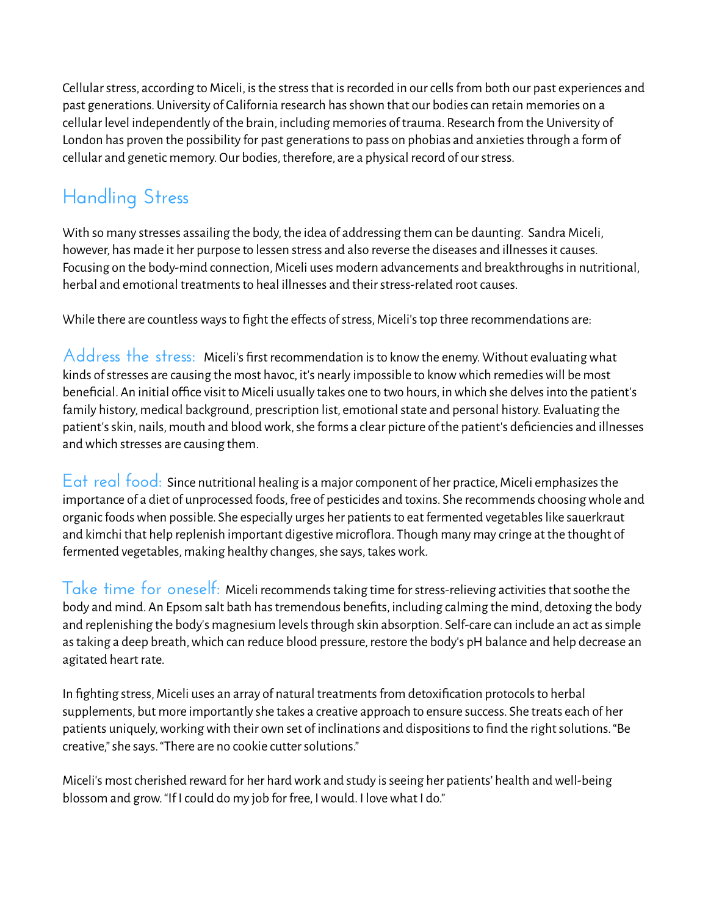Cellular stress, according to Miceli, is the stress that is recorded in our cells from both our past experiences and past generations. University of California research has shown that our bodies can retain memories on a cellular level independently of the brain, including memories of trauma. Research from the University of London has proven the possibility for past generations to pass on phobias and anxieties through a form of cellular and genetic memory. Our bodies, therefore, are a physical record of our stress.

## Handling Stress

With so many stresses assailing the body, the idea of addressing them can be daunting. Sandra Miceli, however, has made it her purpose to lessen stress and also reverse the diseases and illnesses it causes. Focusing on the body-mind connection, Miceli uses modern advancements and breakthroughs in nutritional, herbal and emotional treatments to heal illnesses and their stress-related root causes.

While there are countless ways to fight the effects of stress, Miceli's top three recommendations are:

**Address the stress:** Miceli's first recommendation is to know the enemy. Without evaluating what kinds of stresses are causing the most havoc, it's nearly impossible to know which remedies will be most beneficial. An initial office visit to Miceli usually takes one to two hours, in which she delves into the patient's family history, medical background, prescription list, emotional state and personal history. Evaluating the patient's skin, nails, mouth and blood work, she forms a clear picture of the patient's deficiencies and illnesses and which stresses are causing them.

**Eat real food:** Since nutritional healing is a major component of her practice, Miceli emphasizes the importance of a diet of unprocessed foods, free of pesticides and toxins. She recommends choosing whole and organic foods when possible. She especially urges her patients to eat fermented vegetables like sauerkraut and kimchi that help replenish important digestive microflora. Though many may cringe at the thought of fermented vegetables, making healthy changes, she says, takes work.

**Take time for oneself:** Miceli recommends taking time for stress-relieving activities that soothe the body and mind. An Epsom salt bath has tremendous benefits, including calming the mind, detoxing the body and replenishing the body's magnesium levels through skin absorption. Self-care can include an act as simple as taking a deep breath, which can reduce blood pressure, restore the body's pH balance and help decrease an agitated heart rate.

In fighting stress, Miceli uses an array of natural treatments from detoxification protocols to herbal supplements, but more importantly she takes a creative approach to ensure success. She treats each of her patients uniquely, working with their own set of inclinations and dispositions to find the right solutions. "Be creative," she says. "There are no cookie cutter solutions."

Miceli's most cherished reward for her hard work and study is seeing her patients' health and well-being blossom and grow. "If I could do my job for free, I would. I love what I do."